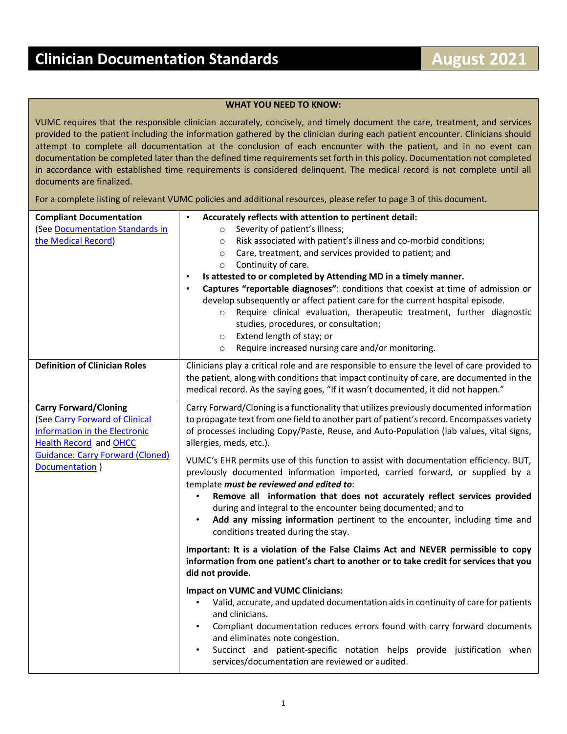# Clinician Documentation Standards

**August 2021**

**WHAT YOU NEED TO KNOW:**

VUMC requires that the responsible clinician accurately, concisely, and timely document the care, treatment, and services provided to the patient including the information gathered by the clinician during each patient encounter. Clinicians should attempt to complete all documentation at the conclusion of each encounter with the patient, and in no event can documentation be completed later than the defined time requirements set forth in this policy. Documentation not completed in accordance with established time requirements is considered delinquent. The medical record is not complete until all documents are finalized.

For a complete listing of relevant VUMC policies and additional resources, please refer to page 3 of this document.

| | |
|---|---|
| **Compliant Documentation** (See Documentation Standards in the Medical Record) | • **Accurately reflects with attention to pertinent detail:**<br>○ Severity of patient's illness;<br>○ Risk associated with patient's illness and co-morbid conditions;<br>○ Care, treatment, and services provided to patient; and<br>○ Continuity of care.<br>• **Is attested to or completed by Attending MD in a timely manner.**<br>• **Captures "reportable diagnoses"**: conditions that coexist at time of admission or develop subsequently or affect patient care for the current hospital episode.<br>○ Require clinical evaluation, therapeutic treatment, further diagnostic studies, procedures, or consultation;<br>○ Extend length of stay; or<br>○ Require increased nursing care and/or monitoring. |
| **Definition of Clinician Roles** | Clinicians play a critical role and are responsible to ensure the level of care provided to the patient, along with conditions that impact continuity of care, are documented in the medical record. As the saying goes, "If it wasn't documented, it did not happen." |
| **Carry Forward/Cloning** (See Carry Forward of Clinical Information in the Electronic Health Record and OHCC Guidance: Carry Forward (Cloned) Documentation ) | Carry Forward/Cloning is a functionality that utilizes previously documented information to propagate text from one field to another part of patient's record. Encompasses variety of processes including Copy/Paste, Reuse, and Auto-Population (lab values, vital signs, allergies, meds, etc.).<br><br>VUMC's EHR permits use of this function to assist with documentation efficiency. BUT, previously documented information imported, carried forward, or supplied by a template ***must be reviewed and edited to***:<br>• **Remove all information that does not accurately reflect services provided** during and integral to the encounter being documented; and to<br>• **Add any missing information** pertinent to the encounter, including time and conditions treated during the stay.<br><br>**Important: It is a violation of the False Claims Act and NEVER permissible to copy information from one patient's chart to another or to take credit for services that you did not provide.**<br><br>**Impact on VUMC and VUMC Clinicians:**<br>• Valid, accurate, and updated documentation aids in continuity of care for patients and clinicians.<br>• Compliant documentation reduces errors found with carry forward documents and eliminates note congestion.<br>• Succinct and patient-specific notation helps provide justification when services/documentation are reviewed or audited. |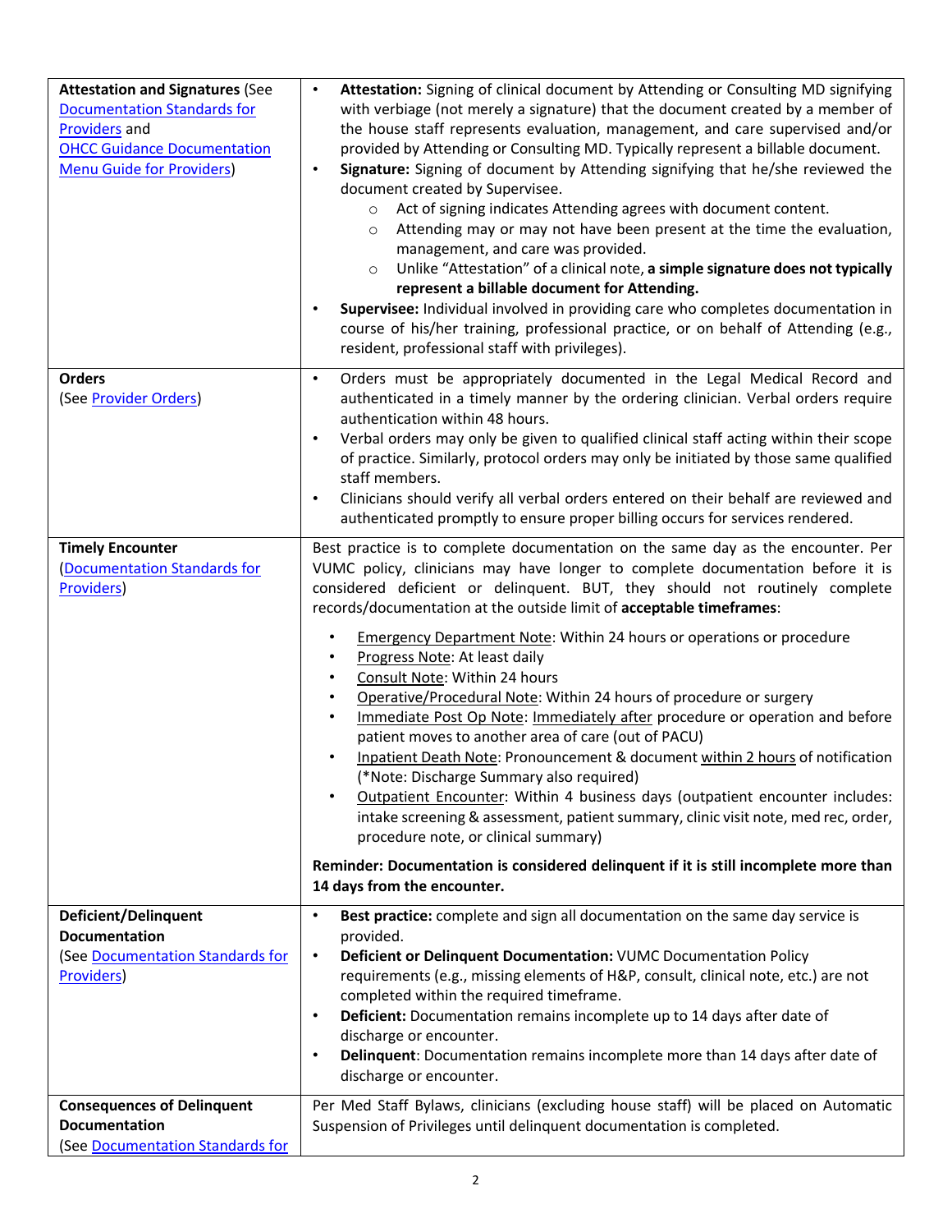| | |
|---|---|
| **Attestation and Signatures** (See Documentation Standards for Providers and OHCC Guidance Documentation Menu Guide for Providers) | • **Attestation:** Signing of clinical document by Attending or Consulting MD signifying with verbiage (not merely a signature) that the document created by a member of the house staff represents evaluation, management, and care supervised and/or provided by Attending or Consulting MD. Typically represent a billable document.<br>• **Signature:** Signing of document by Attending signifying that he/she reviewed the document created by Supervisee.<br>  ○ Act of signing indicates Attending agrees with document content.<br>  ○ Attending may or may not have been present at the time the evaluation, management, and care was provided.<br>  ○ Unlike "Attestation" of a clinical note, **a simple signature does not typically represent a billable document for Attending.**<br>• **Supervisee:** Individual involved in providing care who completes documentation in course of his/her training, professional practice, or on behalf of Attending (e.g., resident, professional staff with privileges). |
| **Orders** (See Provider Orders) | • Orders must be appropriately documented in the Legal Medical Record and authenticated in a timely manner by the ordering clinician. Verbal orders require authentication within 48 hours.<br>• Verbal orders may only be given to qualified clinical staff acting within their scope of practice. Similarly, protocol orders may only be initiated by those same qualified staff members.<br>• Clinicians should verify all verbal orders entered on their behalf are reviewed and authenticated promptly to ensure proper billing occurs for services rendered. |
| **Timely Encounter** (Documentation Standards for Providers) | Best practice is to complete documentation on the same day as the encounter. Per VUMC policy, clinicians may have longer to complete documentation before it is considered deficient or delinquent. BUT, they should not routinely complete records/documentation at the outside limit of **acceptable timeframes**:<br>• Emergency Department Note: Within 24 hours or operations or procedure<br>• Progress Note: At least daily<br>• Consult Note: Within 24 hours<br>• Operative/Procedural Note: Within 24 hours of procedure or surgery<br>• Immediate Post Op Note: Immediately after procedure or operation and before patient moves to another area of care (out of PACU)<br>• Inpatient Death Note: Pronouncement & document within 2 hours of notification (*Note: Discharge Summary also required)<br>• Outpatient Encounter: Within 4 business days (outpatient encounter includes: intake screening & assessment, patient summary, clinic visit note, med rec, order, procedure note, or clinical summary)<br><br>**Reminder: Documentation is considered delinquent if it is still incomplete more than 14 days from the encounter.** |
| **Deficient/Delinquent Documentation** (See Documentation Standards for Providers) | • **Best practice:** complete and sign all documentation on the same day service is provided.<br>• **Deficient or Delinquent Documentation:** VUMC Documentation Policy requirements (e.g., missing elements of H&P, consult, clinical note, etc.) are not completed within the required timeframe.<br>• **Deficient:** Documentation remains incomplete up to 14 days after date of discharge or encounter.<br>• **Delinquent**: Documentation remains incomplete more than 14 days after date of discharge or encounter. |
| **Consequences of Delinquent Documentation** (See Documentation Standards for | Per Med Staff Bylaws, clinicians (excluding house staff) will be placed on Automatic Suspension of Privileges until delinquent documentation is completed. |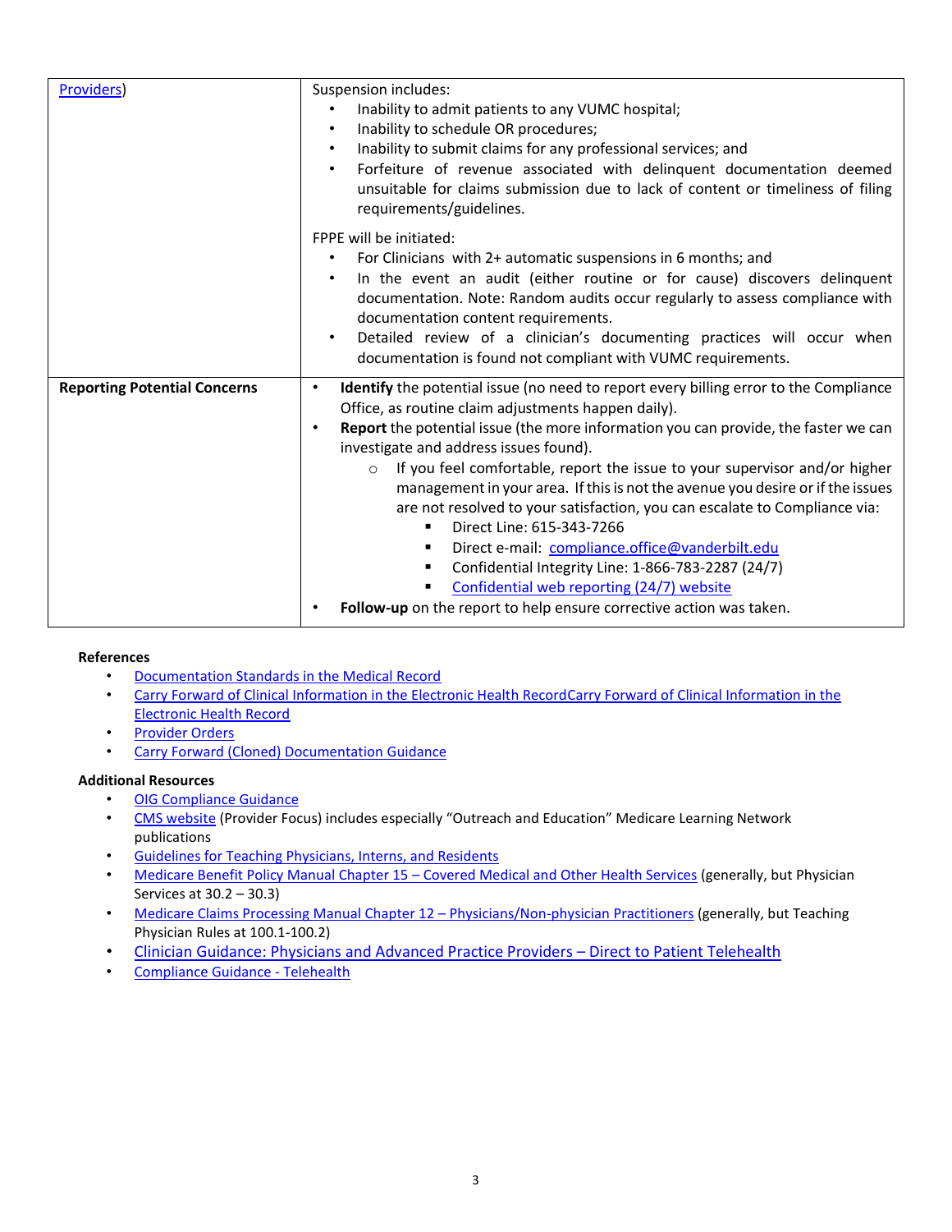| | |
|---|---|
| Providers) | Suspension includes:<br>• Inability to admit patients to any VUMC hospital;<br>• Inability to schedule OR procedures;<br>• Inability to submit claims for any professional services; and<br>• Forfeiture of revenue associated with delinquent documentation deemed unsuitable for claims submission due to lack of content or timeliness of filing requirements/guidelines.<br><br>FPPE will be initiated:<br>• For Clinicians with 2+ automatic suspensions in 6 months; and<br>• In the event an audit (either routine or for cause) discovers delinquent documentation. Note: Random audits occur regularly to assess compliance with documentation content requirements.<br>• Detailed review of a clinician's documenting practices will occur when documentation is found not compliant with VUMC requirements. |
| **Reporting Potential Concerns** | • **Identify** the potential issue (no need to report every billing error to the Compliance Office, as routine claim adjustments happen daily).<br>• **Report** the potential issue (the more information you can provide, the faster we can investigate and address issues found).<br>&nbsp;&nbsp;&nbsp;&nbsp;○ If you feel comfortable, report the issue to your supervisor and/or higher management in your area. If this is not the avenue you desire or if the issues are not resolved to your satisfaction, you can escalate to Compliance via:<br>&nbsp;&nbsp;&nbsp;&nbsp;&nbsp;&nbsp;&nbsp;&nbsp;▪ Direct Line: 615-343-7266<br>&nbsp;&nbsp;&nbsp;&nbsp;&nbsp;&nbsp;&nbsp;&nbsp;▪ Direct e-mail: compliance.office@vanderbilt.edu<br>&nbsp;&nbsp;&nbsp;&nbsp;&nbsp;&nbsp;&nbsp;&nbsp;▪ Confidential Integrity Line: 1-866-783-2287 (24/7)<br>&nbsp;&nbsp;&nbsp;&nbsp;&nbsp;&nbsp;&nbsp;&nbsp;▪ Confidential web reporting (24/7) website<br>• **Follow-up** on the report to help ensure corrective action was taken. |

**References**

- Documentation Standards in the Medical Record
- Carry Forward of Clinical Information in the Electronic Health RecordCarry Forward of Clinical Information in the Electronic Health Record
- Provider Orders
- Carry Forward (Cloned) Documentation Guidance

**Additional Resources**

- OIG Compliance Guidance
- CMS website (Provider Focus) includes especially "Outreach and Education" Medicare Learning Network publications
- Guidelines for Teaching Physicians, Interns, and Residents
- Medicare Benefit Policy Manual Chapter 15 – Covered Medical and Other Health Services (generally, but Physician Services at 30.2 – 30.3)
- Medicare Claims Processing Manual Chapter 12 – Physicians/Non-physician Practitioners (generally, but Teaching Physician Rules at 100.1-100.2)
- Clinician Guidance: Physicians and Advanced Practice Providers – Direct to Patient Telehealth
- Compliance Guidance - Telehealth